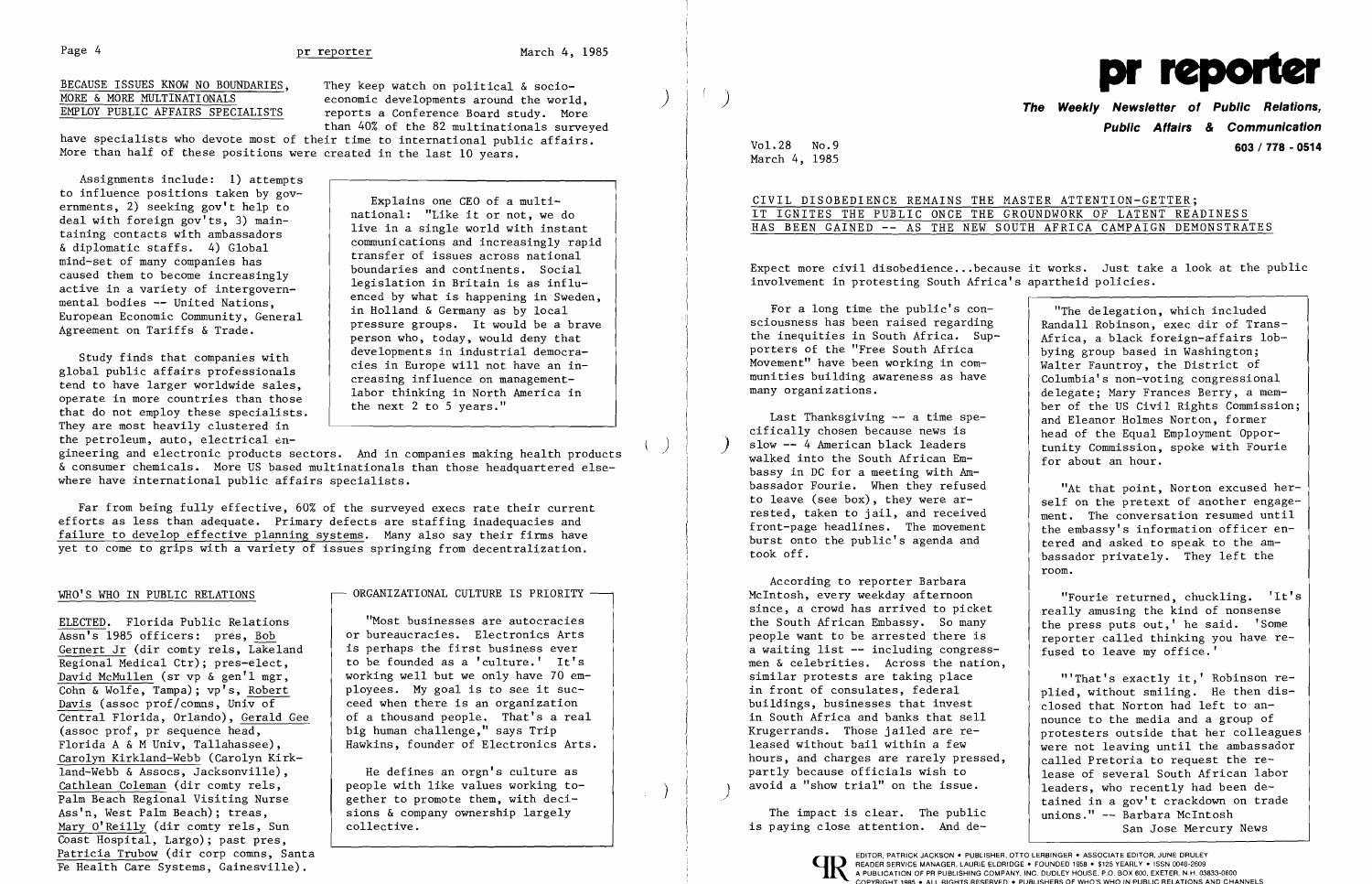## BECAUSE ISSUES KNOW NO BOUNDARIES, MORE & MORE MULTINATIONALS EMPLOY PUBLIC AFFAIRS SPECIALISTS

They keep watch on political & socio-economic developments around the world, reports a Conference Board study. More than 40% of the 82 multinationals surveyed have specialists who devote most of their time to international public affairs. More than half of these positions were created in the last 10 years.

Assignments include: 1) attempts to influence positions taken by governments, 2) seeking gov't help to deal with foreign gov'ts, 3) maintaining contacts with ambassadors & diplomatic staffs. 4) Global mind-set of many companies has caused them to become increasingly active in a variety of intergovernmental bodies -- United Nations, European Economic Community, General Agreement on Tariffs & Trade.

> Explains one CEO of a multinational: "Like it or not, we do live in a single world with instant communications and increasingly rapid transfer of issues across national boundaries and continents. Social legislation in Britain is as influenced by what is happening in Sweden, in Holland & Germany as by local pressure groups. It would be a brave person who, today, would deny that developments in industrial democracies in Europe will not have an increasing influence on management-labor thinking in North America in the next 2 to 5 years."

Study finds that companies with global public affairs professionals tend to have larger worldwide sales, operate in more countries than those that do not employ these specialists. They are most heavily clustered in the petroleum, auto, electrical engineering and electronic products sectors. And in companies making health products & consumer chemicals. More US based multinationals than those headquartered elsewhere have international public affairs specialists.

Far from being fully effective, 60% of the surveyed execs rate their current efforts as less than adequate. Primary defects are staffing inadequacies and failure to develop effective planning systems. Many also say their firms have yet to come to grips with a variety of issues springing from decentralization.

## WHO'S WHO IN PUBLIC RELATIONS

ELECTED. Florida Public Relations Assn's 1985 officers: pres, Bob Gernert Jr (dir comty rels, Lakeland Regional Medical Ctr); pres-elect, David McMullen (sr vp & gen'l mgr, Cohn & Wolfe, Tampa); vp's, Robert Davis (assoc prof/comns, Univ of Central Florida, Orlando), Gerald Gee (assoc prof, pr sequence head, Florida A & M Univ, Tallahassee), Carolyn Kirkland-Webb (Carolyn Kirkland-Webb & Assocs, Jacksonville), Cathlean Coleman (dir comty rels, Palm Beach Regional Visiting Nurse Ass'n, West Palm Beach); treas, Mary O'Reilly (dir comty rels, Sun Coast Hospital, Largo); past pres, Patricia Trubow (dir corp comns, Santa Fe Health Care Systems, Gainesville).

> **ORGANIZATIONAL CULTURE IS PRIORITY**
>
> "Most businesses are autocracies or bureaucracies. Electronics Arts is perhaps the first business ever to be founded as a 'culture.' It's working well but we only have 70 employees. My goal is to see it succeed when there is an organization of a thousand people. That's a real big human challenge," says Trip Hawkins, founder of Electronics Arts.
>
> He defines an orgn's culture as people with like values working together to promote them, with decisions & company ownership largely collective.

# pr reporter

**The Weekly Newsletter of Public Relations, Public Affairs & Communication**

603 / 778 - 0514

Vol.28 No.9
March 4, 1985

## CIVIL DISOBEDIENCE REMAINS THE MASTER ATTENTION-GETTER; IT IGNITES THE PUBLIC ONCE THE GROUNDWORK OF LATENT READINESS HAS BEEN GAINED -- AS THE NEW SOUTH AFRICA CAMPAIGN DEMONSTRATES

Expect more civil disobedience...because it works. Just take a look at the public involvement in protesting South Africa's apartheid policies.

For a long time the public's consciousness has been raised regarding the inequities in South Africa. Supporters of the "Free South Africa Movement" have been working in communities building awareness as have many organizations.

Last Thanksgiving -- a time specifically chosen because news is slow -- 4 American black leaders walked into the South African Embassy in DC for a meeting with Ambassador Fourie. When they refused to leave (see box), they were arrested, taken to jail, and received front-page headlines. The movement burst onto the public's agenda and took off.

According to reporter Barbara McIntosh, every weekday afternoon since, a crowd has arrived to picket the South African Embassy. So many people want to be arrested there is a waiting list -- including congressmen & celebrities. Across the nation, similar protests are taking place in front of consulates, federal buildings, businesses that invest in South Africa and banks that sell Krugerrands. Those jailed are released without bail within a few hours, and charges are rarely pressed, partly because officials wish to avoid a "show trial" on the issue.

The impact is clear. The public is paying close attention. And de-

> "The delegation, which included Randall Robinson, exec dir of TransAfrica, a black foreign-affairs lobbying group based in Washington; Walter Fauntroy, the District of Columbia's non-voting congressional delegate; Mary Frances Berry, a member of the US Civil Rights Commission; and Eleanor Holmes Norton, former head of the Equal Employment Opportunity Commission, spoke with Fourie for about an hour.
>
> "At that point, Norton excused herself on the pretext of another engagement. The conversation resumed until the embassy's information officer entered and asked to speak to the ambassador privately. They left the room.
>
> "Fourie returned, chuckling. 'It's really amusing the kind of nonsense the press puts out,' he said. 'Some reporter called thinking you have refused to leave my office.'
>
> "'That's exactly it,' Robinson replied, without smiling. He then disclosed that Norton had left to announce to the media and a group of protesters outside that her colleagues were not leaving until the ambassador called Pretoria to request the release of several South African labor leaders, who recently had been detained in a gov't crackdown on trade unions." -- Barbara McIntosh
> San Jose Mercury News

EDITOR, PATRICK JACKSON • PUBLISHER, OTTO LERBINGER • ASSOCIATE EDITOR, JUNE DRULEY
READER SERVICE MANAGER, LAURIE ELDRIDGE • FOUNDED 1958 • $125 YEARLY • ISSN 0048-2609
A PUBLICATION OF PR PUBLISHING COMPANY, INC. DUDLEY HOUSE, P.O. BOX 600, EXETER, N.H. 03833-0600
COPYRIGHT 1985 • ALL RIGHTS RESERVED • PUBLISHERS OF WHO'S WHO IN PUBLIC RELATIONS AND CHANNELS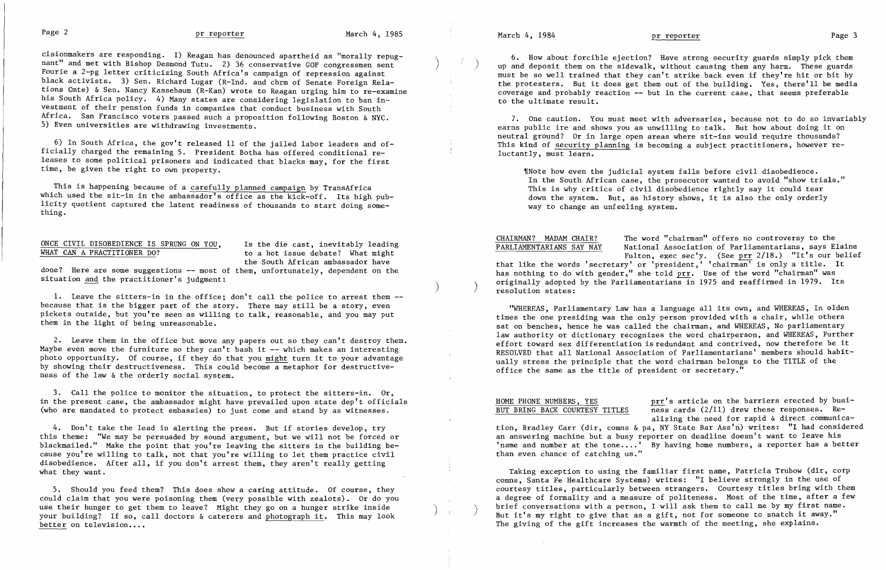cisionmakers are responding. 1) Reagan has denounced apartheid as "morally repugnant" and met with Bishop Desmond Tutu. 2) 36 conservative GOP congressmen sent Fourie a 2-pg letter criticizing South Africa's campaign of repression against black activists. 3) Sen. Richard Lugar (R-Ind. and chrm of Senate Foreign Relations Cmte) & Sen. Nancy Kassebaum (R-Kan) wrote to Reagan urging him to re-examine his South Africa policy. 4) Many states are considering legislation to ban investment of their pension funds in companies that conduct business with South Africa. San Francisco voters passed such a proposition following Boston & NYC. 5) Even universities are withdrawing investments.

6) In South Africa, the gov't released 11 of the jailed labor leaders and officially charged the remaining 5. President Botha has offered conditional releases to some political prisoners and indicated that blacks may, for the first time, be given the right to own property.

This is happening because of a carefully planned campaign by TransAfrica which used the sit-in in the ambassador's office as the kick-off. Its high publicity quotient captured the latent readiness of thousands to start doing something.

## ONCE CIVIL DISOBEDIENCE IS SPRUNG ON YOU, WHAT CAN A PRACTITIONER DO?

Is the die cast, inevitably leading to a hot issue debate? What might the South African ambassador have done? Here are some suggestions -- most of them, unfortunately, dependent on the situation and the practitioner's judgment:

1. Leave the sitters-in in the office; don't call the police to arrest them -- because that is the bigger part of the story. There may still be a story, even pickets outside, but you're seen as willing to talk, reasonable, and you may put them in the light of being unreasonable.

2. Leave them in the office but move any papers out so they can't destroy them. Maybe even move the furniture so they can't bash it -- which makes an interesting photo opportunity. Of course, if they do that you might turn it to your advantage by showing their destructiveness. This could become a metaphor for destructiveness of the law & the orderly social system.

3. Call the police to monitor the situation, to protect the sitters-in. Or, in the present case, the ambassador might have prevailed upon state dep't officials (who are mandated to protect embassies) to just come and stand by as witnesses.

4. Don't take the lead in alerting the press. But if stories develop, try this theme: "We may be persuaded by sound argument, but we will not be forced or blackmailed." Make the point that you're leaving the sitters in the building because you're willing to talk, not that you're willing to let them practice civil disobedience. After all, if you don't arrest them, they aren't really getting what they want.

5. Should you feed them? This does show a caring attitude. Of course, they could claim that you were poisoning them (very possible with zealots). Or do you use their hunger to get them to leave? Might they go on a hunger strike inside your building? If so, call doctors & caterers and photograph it. This may look better on television....

6. How about forcible ejection? Have strong security guards simply pick them up and deposit them on the sidewalk, without causing them any harm. These guards must be so well trained that they can't strike back even if they're hit or bit by the protesters. But it does get them out of the building. Yes, there'll be media coverage and probably reaction -- but in the current case, that seems preferable to the ultimate result.

7. One caution. You must meet with adversaries, because not to do so invariably earns public ire and shows you as unwilling to talk. But how about doing it on neutral ground? Or in large open areas where sit-ins would require thousands? This kind of security planning is becoming a subject practitioners, however reluctantly, must learn.

> ¶Note how even the judicial system falls before civil disobedience. In the South African case, the prosecutor wanted to avoid "show trials." This is why critics of civil disobedience rightly say it could tear down the system. But, as history shows, it is also the only orderly way to change an unfeeling system.

## CHAIRMAN? MADAM CHAIR? PARLIAMENTARIANS SAY NAY

The word "chairman" offers no controversy to the National Association of Parliamentarians, says Elaine Fulton, exec sec'y. (See prr 2/18.) "It's our belief that like the words 'secretary' or 'president,' 'chairman' is only a title. It has nothing to do with gender," she told prr. Use of the word "chairman" was originally adopted by the Parliamentarians in 1975 and reaffirmed in 1979. Its resolution states:

"WHEREAS, Parliamentary Law has a language all its own, and WHEREAS, In olden times the one presiding was the only person provided with a chair, while others sat on benches, hence he was called the chairman, and WHEREAS, No parliamentary law authority or dictionary recognizes the word chairperson, and WHEREAS, Further effort toward sex differentiation is redundant and contrived, now therefore be it RESOLVED that all National Association of Parliamentarians' members should habitually stress the principle that the word chairman belongs to the TITLE of the office the same as the title of president or secretary."

## HOME PHONE NUMBERS, YES BUT BRING BACK COURTESY TITLES

prr's article on the barriers erected by business cards (2/11) drew these responses. Realizing the need for rapid & direct communication, Bradley Carr (dir, comns & pa, NY State Bar Ass'n) writes: "I had considered an answering machine but a busy reporter on deadline doesn't want to leave his 'name and number at the tone....' By having home numbers, a reporter has a better than even chance of catching us."

Taking exception to using the familiar first name, Patricia Trubow (dir, corp comns, Santa Fe Healthcare Systems) writes: "I believe strongly in the use of courtesy titles, particularly between strangers. Courtesy titles bring with them a degree of formality and a measure of politeness. Most of the time, after a few brief conversations with a person, I will ask them to call me by my first name. But it's my right to give that as a gift, not for someone to snatch it away." The giving of the gift increases the warmth of the meeting, she explains.